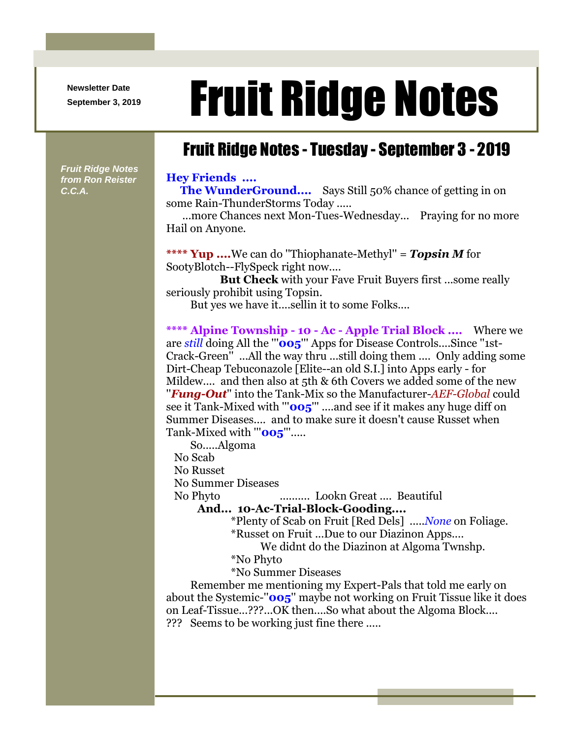Newsletter Date
September 3, 2019

# Fruit Ridge Notes

## Fruit Ridge Notes - Tuesday - September 3 - 2019

*Fruit Ridge Notes from Ron Reister C.C.A.*

**Hey Friends ....**

**The WunderGround....** Says Still 50% chance of getting in on some Rain-ThunderStorms Today .....

...more Chances next Mon-Tues-Wednesday... Praying for no more Hail on Anyone.

**\*\*\*\* Yup ....**We can do "Thiophanate-Methyl" = ***Topsin M*** for SootyBlotch--FlySpeck right now....

**But Check** with your Fave Fruit Buyers first ...some really seriously prohibit using Topsin.

But yes we have it....sellin it to some Folks....

**\*\*\*\* Alpine Township - 10 - Ac - Apple Trial Block ....** Where we are *still* doing All the "'**005**'" Apps for Disease Controls....Since "1st-Crack-Green" ...All the way thru ...still doing them .... Only adding some Dirt-Cheap Tebuconazole [Elite--an old S.I.] into Apps early - for Mildew.... and then also at 5th & 6th Covers we added some of the new "***Fung-Out***" into the Tank-Mix so the Manufacturer-*AEF-Global* could see it Tank-Mixed with "'**005**'" ....and see if it makes any huge diff on Summer Diseases.... and to make sure it doesn't cause Russet when Tank-Mixed with "'**005**'".....

So.....Algoma

No Scab

No Russet

No Summer Diseases

No Phyto .......... Lookn Great .... Beautiful

**And... 10-Ac-Trial-Block-Gooding....**

*Plenty of Scab on Fruit [Red Dels] .....*None* on Foliage.

*Russet on Fruit ...Due to our Diazinon Apps....

We didnt do the Diazinon at Algoma Twnshp.

*No Phyto

*No Summer Diseases

Remember me mentioning my Expert-Pals that told me early on about the Systemic-"**005**" maybe not working on Fruit Tissue like it does on Leaf-Tissue...???...OK then....So what about the Algoma Block.... ??? Seems to be working just fine there .....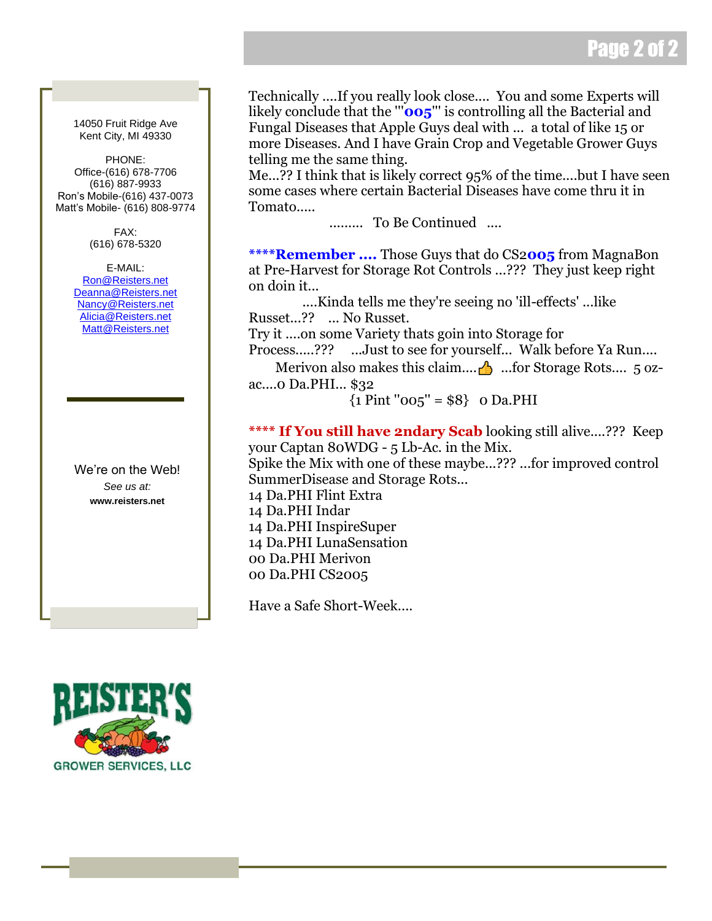14050 Fruit Ridge Ave
Kent City, MI 49330

PHONE:
Office-(616) 678-7706
(616) 887-9933
Ron's Mobile-(616) 437-0073
Matt's Mobile- (616) 808-9774

FAX:
(616) 678-5320

E-MAIL:
Ron@Reisters.net
Deanna@Reisters.net
Nancy@Reisters.net
Alicia@Reisters.net
Matt@Reisters.net

We're on the Web!
*See us at:*
**www.reisters.net**

Technically ....If you really look close.... You and some Experts will likely conclude that the '"**005**"' is controlling all the Bacterial and Fungal Diseases that Apple Guys deal with ... a total of like 15 or more Diseases. And I have Grain Crop and Vegetable Grower Guys telling me the same thing.
Me...?? I think that is likely correct 95% of the time....but I have seen some cases where certain Bacterial Diseases have come thru it in Tomato.....

......... To Be Continued ....

**\*\*\*\*Remember ....** Those Guys that do CS2**005** from MagnaBon at Pre-Harvest for Storage Rot Controls ...??? They just keep right on doin it...
....Kinda tells me they're seeing no 'ill-effects' ...like Russet...?? ... No Russet.
Try it ....on some Variety thats goin into Storage for Process.....??? ...Just to see for yourself... Walk before Ya Run....
Merivon also makes this claim.... ...for Storage Rots.... 5 oz-ac....0 Da.PHI... $32
{1 Pint "005" = $8} 0 Da.PHI

**\*\*\*\* If You still have 2ndary Scab** looking still alive....??? Keep your Captan 80WDG - 5 Lb-Ac. in the Mix.
Spike the Mix with one of these maybe...??? ...for improved control SummerDisease and Storage Rots...
14 Da.PHI Flint Extra
14 Da.PHI Indar
14 Da.PHI InspireSuper
14 Da.PHI LunaSensation
00 Da.PHI Merivon
00 Da.PHI CS2005

Have a Safe Short-Week....

REISTER'S
GROWER SERVICES, LLC